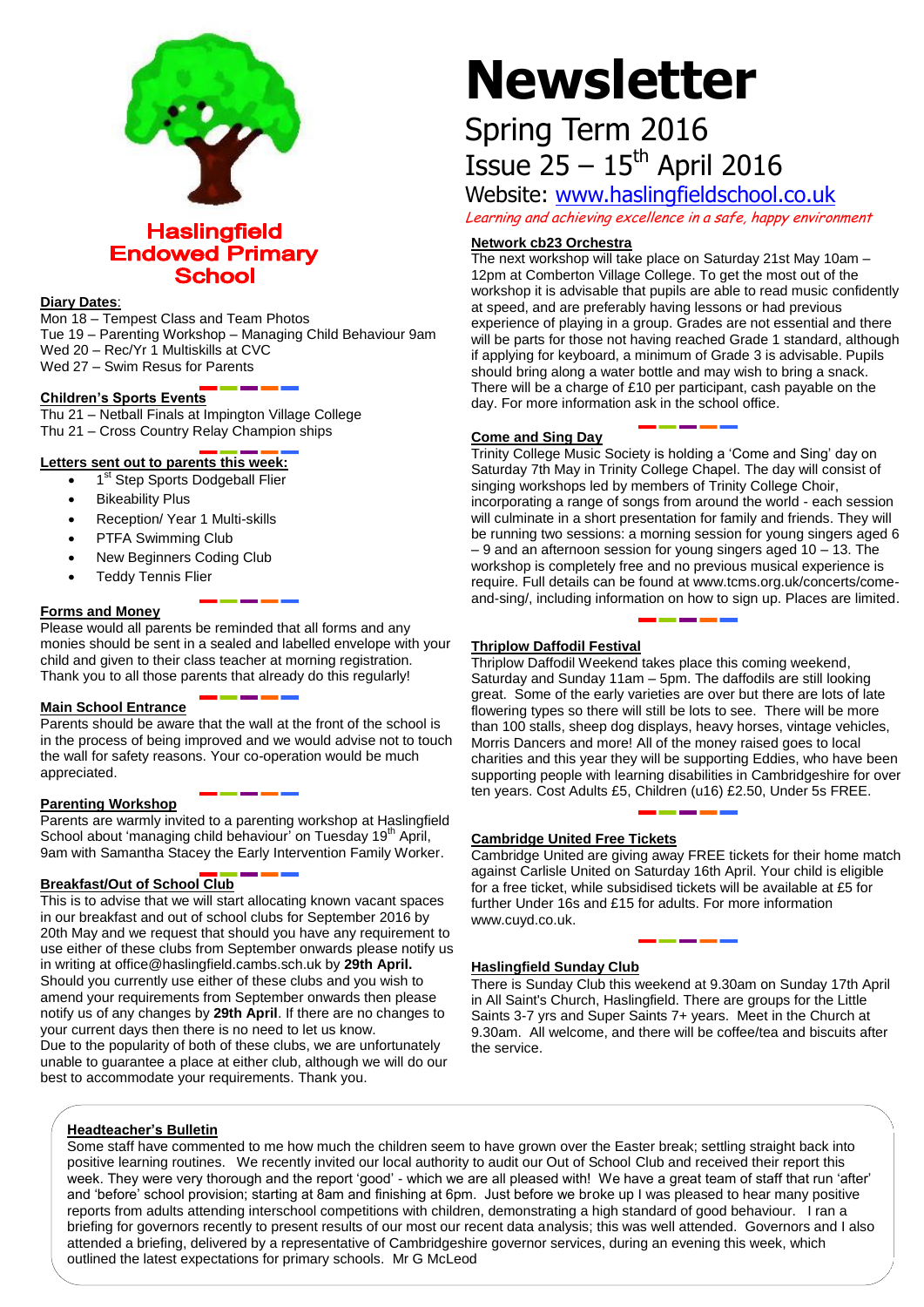# Haslingfield Endowed Primary School

# Newsletter

## Spring Term 2016

## Issue 25 – 15th April 2016

Website: www.haslingfieldschool.co.uk

*Learning and achieving excellence in a safe, happy environment*

**Diary Dates**:

Mon 18 – Tempest Class and Team Photos
Tue 19 – Parenting Workshop – Managing Child Behaviour 9am
Wed 20 – Rec/Yr 1 Multiskills at CVC
Wed 27 – Swim Resus for Parents

**Children's Sports Events**

Thu 21 – Netball Finals at Impington Village College
Thu 21 – Cross Country Relay Champion ships

**Letters sent out to parents this week:**

- 1st Step Sports Dodgeball Flier
- Bikeability Plus
- Reception/ Year 1 Multi-skills
- PTFA Swimming Club
- New Beginners Coding Club
- Teddy Tennis Flier

**Forms and Money**

Please would all parents be reminded that all forms and any monies should be sent in a sealed and labelled envelope with your child and given to their class teacher at morning registration. Thank you to all those parents that already do this regularly!

**Main School Entrance**

Parents should be aware that the wall at the front of the school is in the process of being improved and we would advise not to touch the wall for safety reasons. Your co-operation would be much appreciated.

**Parenting Workshop**

Parents are warmly invited to a parenting workshop at Haslingfield School about 'managing child behaviour' on Tuesday 19th April, 9am with Samantha Stacey the Early Intervention Family Worker.

**Breakfast/Out of School Club**

This is to advise that we will start allocating known vacant spaces in our breakfast and out of school clubs for September 2016 by 20th May and we request that should you have any requirement to use either of these clubs from September onwards please notify us in writing at office@haslingfield.cambs.sch.uk by **29th April.** Should you currently use either of these clubs and you wish to amend your requirements from September onwards then please notify us of any changes by **29th April**. If there are no changes to your current days then there is no need to let us know.
Due to the popularity of both of these clubs, we are unfortunately unable to guarantee a place at either club, although we will do our best to accommodate your requirements. Thank you.

**Network cb23 Orchestra**

The next workshop will take place on Saturday 21st May 10am – 12pm at Comberton Village College. To get the most out of the workshop it is advisable that pupils are able to read music confidently at speed, and are preferably having lessons or had previous experience of playing in a group. Grades are not essential and there will be parts for those not having reached Grade 1 standard, although if applying for keyboard, a minimum of Grade 3 is advisable. Pupils should bring along a water bottle and may wish to bring a snack. There will be a charge of £10 per participant, cash payable on the day. For more information ask in the school office.

**Come and Sing Day**

Trinity College Music Society is holding a 'Come and Sing' day on Saturday 7th May in Trinity College Chapel. The day will consist of singing workshops led by members of Trinity College Choir, incorporating a range of songs from around the world - each session will culminate in a short presentation for family and friends. They will be running two sessions: a morning session for young singers aged 6 – 9 and an afternoon session for young singers aged 10 – 13. The workshop is completely free and no previous musical experience is require. Full details can be found at www.tcms.org.uk/concerts/come-and-sing/, including information on how to sign up. Places are limited.

**Thriplow Daffodil Festival**

Thriplow Daffodil Weekend takes place this coming weekend, Saturday and Sunday 11am – 5pm. The daffodils are still looking great. Some of the early varieties are over but there are lots of late flowering types so there will still be lots to see. There will be more than 100 stalls, sheep dog displays, heavy horses, vintage vehicles, Morris Dancers and more! All of the money raised goes to local charities and this year they will be supporting Eddies, who have been supporting people with learning disabilities in Cambridgeshire for over ten years. Cost Adults £5, Children (u16) £2.50, Under 5s FREE.

**Cambridge United Free Tickets**

Cambridge United are giving away FREE tickets for their home match against Carlisle United on Saturday 16th April. Your child is eligible for a free ticket, while subsidised tickets will be available at £5 for further Under 16s and £15 for adults. For more information www.cuyd.co.uk.

**Haslingfield Sunday Club**

There is Sunday Club this weekend at 9.30am on Sunday 17th April in All Saint's Church, Haslingfield. There are groups for the Little Saints 3-7 yrs and Super Saints 7+ years. Meet in the Church at 9.30am. All welcome, and there will be coffee/tea and biscuits after the service.

**Headteacher's Bulletin**

Some staff have commented to me how much the children seem to have grown over the Easter break; settling straight back into positive learning routines. We recently invited our local authority to audit our Out of School Club and received their report this week. They were very thorough and the report 'good' - which we are all pleased with! We have a great team of staff that run 'after' and 'before' school provision; starting at 8am and finishing at 6pm. Just before we broke up I was pleased to hear many positive reports from adults attending interschool competitions with children, demonstrating a high standard of good behaviour. I ran a briefing for governors recently to present results of our most our recent data analysis; this was well attended. Governors and I also attended a briefing, delivered by a representative of Cambridgeshire governor services, during an evening this week, which outlined the latest expectations for primary schools. Mr G McLeod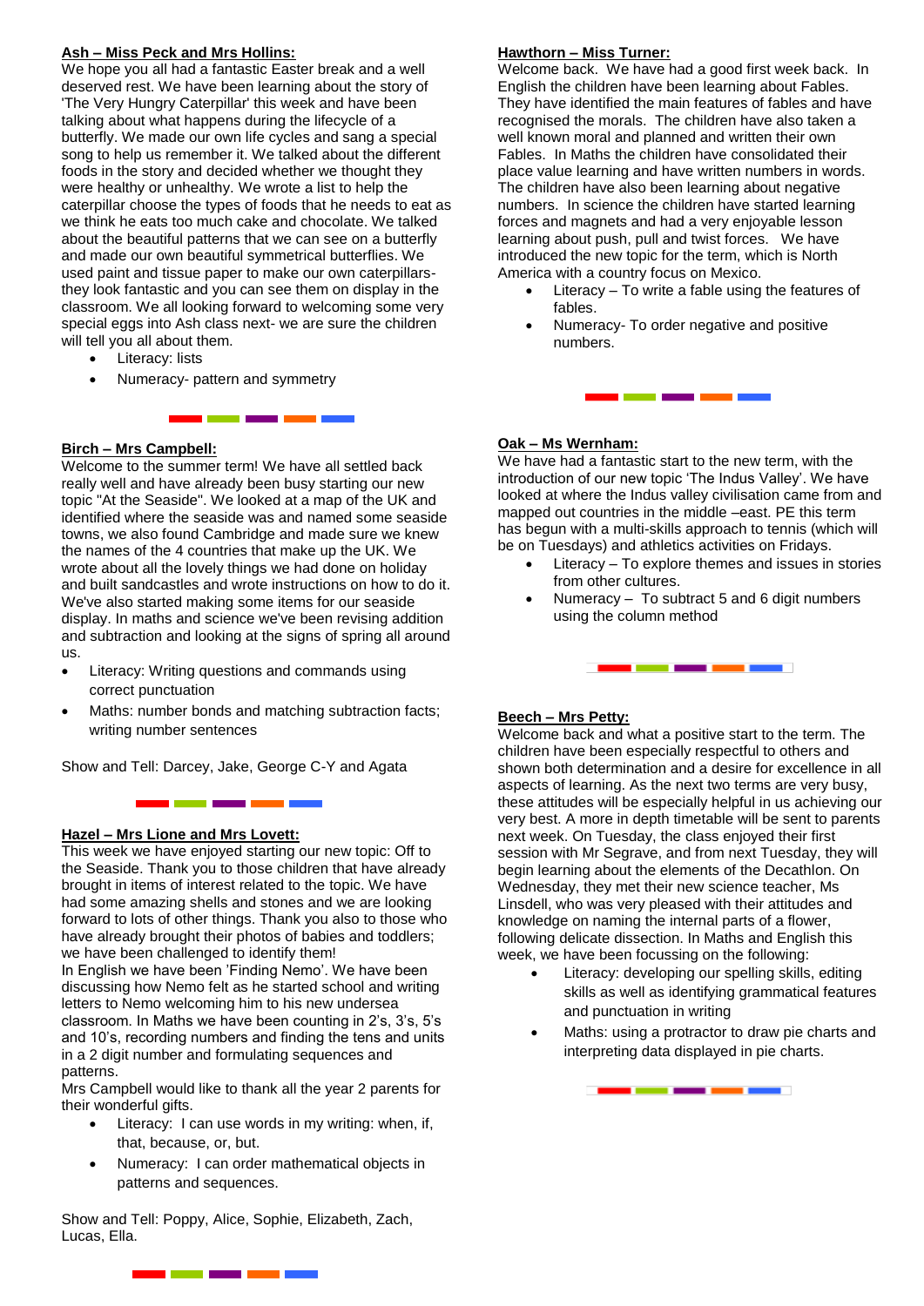**Ash – Miss Peck and Mrs Hollins:**

We hope you all had a fantastic Easter break and a well deserved rest. We have been learning about the story of 'The Very Hungry Caterpillar' this week and have been talking about what happens during the lifecycle of a butterfly. We made our own life cycles and sang a special song to help us remember it. We talked about the different foods in the story and decided whether we thought they were healthy or unhealthy. We wrote a list to help the caterpillar choose the types of foods that he needs to eat as we think he eats too much cake and chocolate. We talked about the beautiful patterns that we can see on a butterfly and made our own beautiful symmetrical butterflies. We used paint and tissue paper to make our own caterpillars- they look fantastic and you can see them on display in the classroom. We all looking forward to welcoming some very special eggs into Ash class next- we are sure the children will tell you all about them.

- Literacy: lists
- Numeracy- pattern and symmetry

**Birch – Mrs Campbell:**

Welcome to the summer term! We have all settled back really well and have already been busy starting our new topic "At the Seaside". We looked at a map of the UK and identified where the seaside was and named some seaside towns, we also found Cambridge and made sure we knew the names of the 4 countries that make up the UK. We wrote about all the lovely things we had done on holiday and built sandcastles and wrote instructions on how to do it. We've also started making some items for our seaside display. In maths and science we've been revising addition and subtraction and looking at the signs of spring all around us.

- Literacy: Writing questions and commands using correct punctuation
- Maths: number bonds and matching subtraction facts; writing number sentences

Show and Tell: Darcey, Jake, George C-Y and Agata

**Hazel – Mrs Lione and Mrs Lovett:**

This week we have enjoyed starting our new topic: Off to the Seaside. Thank you to those children that have already brought in items of interest related to the topic. We have had some amazing shells and stones and we are looking forward to lots of other things. Thank you also to those who have already brought their photos of babies and toddlers; we have been challenged to identify them!

In English we have been 'Finding Nemo'. We have been discussing how Nemo felt as he started school and writing letters to Nemo welcoming him to his new undersea classroom. In Maths we have been counting in 2's, 3's, 5's and 10's, recording numbers and finding the tens and units in a 2 digit number and formulating sequences and patterns.

Mrs Campbell would like to thank all the year 2 parents for their wonderful gifts.

- Literacy: I can use words in my writing: when, if, that, because, or, but.
- Numeracy: I can order mathematical objects in patterns and sequences.

Show and Tell: Poppy, Alice, Sophie, Elizabeth, Zach, Lucas, Ella.

**Hawthorn – Miss Turner:**

Welcome back. We have had a good first week back. In English the children have been learning about Fables. They have identified the main features of fables and have recognised the morals. The children have also taken a well known moral and planned and written their own Fables. In Maths the children have consolidated their place value learning and have written numbers in words. The children have also been learning about negative numbers. In science the children have started learning forces and magnets and had a very enjoyable lesson learning about push, pull and twist forces. We have introduced the new topic for the term, which is North America with a country focus on Mexico.

- Literacy – To write a fable using the features of fables.
- Numeracy- To order negative and positive numbers.

**Oak – Ms Wernham:**

We have had a fantastic start to the new term, with the introduction of our new topic 'The Indus Valley'. We have looked at where the Indus valley civilisation came from and mapped out countries in the middle –east. PE this term has begun with a multi-skills approach to tennis (which will be on Tuesdays) and athletics activities on Fridays.

- Literacy – To explore themes and issues in stories from other cultures.
- Numeracy – To subtract 5 and 6 digit numbers using the column method

**Beech – Mrs Petty:**

Welcome back and what a positive start to the term. The children have been especially respectful to others and shown both determination and a desire for excellence in all aspects of learning. As the next two terms are very busy, these attitudes will be especially helpful in us achieving our very best. A more in depth timetable will be sent to parents next week. On Tuesday, the class enjoyed their first session with Mr Segrave, and from next Tuesday, they will begin learning about the elements of the Decathlon. On Wednesday, they met their new science teacher, Ms Linsdell, who was very pleased with their attitudes and knowledge on naming the internal parts of a flower, following delicate dissection. In Maths and English this week, we have been focussing on the following:

- Literacy: developing our spelling skills, editing skills as well as identifying grammatical features and punctuation in writing
- Maths: using a protractor to draw pie charts and interpreting data displayed in pie charts.